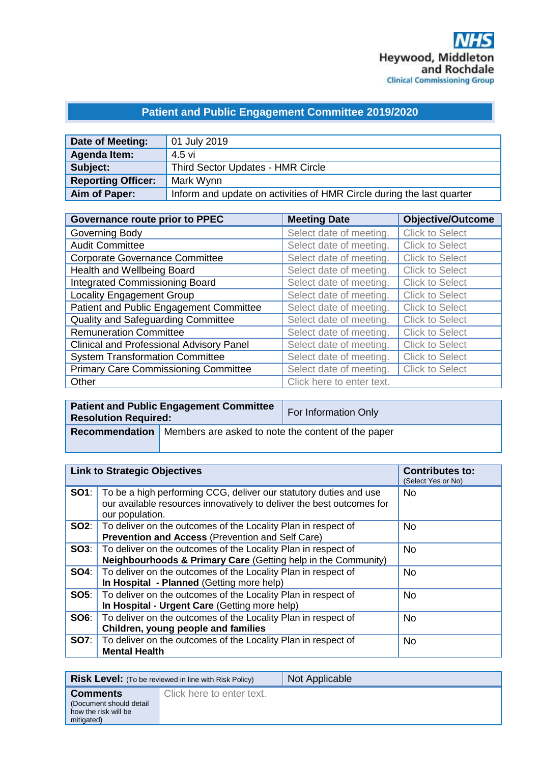NHS
Heywood, Middleton and Rochdale
Clinical Commissioning Group

## Patient and Public Engagement Committee 2019/2020

| **Date of Meeting:** | 01 July 2019 |
|---|---|
| **Agenda Item:** | 4.5 vi |
| **Subject:** | Third Sector Updates - HMR Circle |
| **Reporting Officer:** | Mark Wynn |
| **Aim of Paper:** | Inform and update on activities of HMR Circle during the last quarter |

| **Governance route prior to PPEC** | **Meeting Date** | **Objective/Outcome** |
|---|---|---|
| Governing Body | Select date of meeting. | Click to Select |
| Audit Committee | Select date of meeting. | Click to Select |
| Corporate Governance Committee | Select date of meeting. | Click to Select |
| Health and Wellbeing Board | Select date of meeting. | Click to Select |
| Integrated Commissioning Board | Select date of meeting. | Click to Select |
| Locality Engagement Group | Select date of meeting. | Click to Select |
| Patient and Public Engagement Committee | Select date of meeting. | Click to Select |
| Quality and Safeguarding Committee | Select date of meeting. | Click to Select |
| Remuneration Committee | Select date of meeting. | Click to Select |
| Clinical and Professional Advisory Panel | Select date of meeting. | Click to Select |
| System Transformation Committee | Select date of meeting. | Click to Select |
| Primary Care Commissioning Committee | Select date of meeting. | Click to Select |
| Other | Click here to enter text. | |

| **Patient and Public Engagement Committee Resolution Required:** | For Information Only |
|---|---|
| **Recommendation** | Members are asked to note the content of the paper |

| **Link to Strategic Objectives** | | **Contributes to:** (Select Yes or No) |
|---|---|---|
| **SO1**: | To be a high performing CCG, deliver our statutory duties and use our available resources innovatively to deliver the best outcomes for our population. | No |
| **SO2**: | To deliver on the outcomes of the Locality Plan in respect of **Prevention and Access** (Prevention and Self Care) | No |
| **SO3**: | To deliver on the outcomes of the Locality Plan in respect of **Neighbourhoods & Primary Care** (Getting help in the Community) | No |
| **SO4**: | To deliver on the outcomes of the Locality Plan in respect of **In Hospital - Planned** (Getting more help) | No |
| **SO5**: | To deliver on the outcomes of the Locality Plan in respect of **In Hospital - Urgent Care** (Getting more help) | No |
| **SO6**: | To deliver on the outcomes of the Locality Plan in respect of **Children, young people and families** | No |
| **SO7**: | To deliver on the outcomes of the Locality Plan in respect of **Mental Health** | No |

| **Risk Level:** (To be reviewed in line with Risk Policy) | Not Applicable |
|---|---|
| **Comments** (Document should detail how the risk will be mitigated) | Click here to enter text. |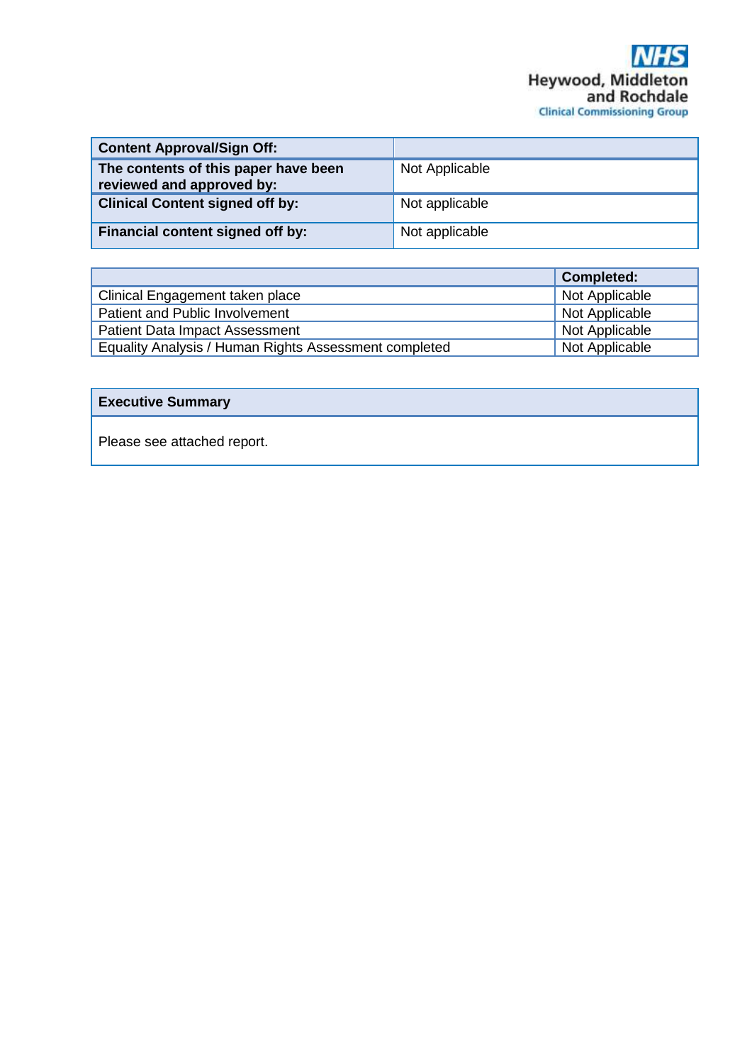Heywood, Middleton and Rochdale Clinical Commissioning Group

| Content Approval/Sign Off: | |
|---|---|
| **The contents of this paper have been reviewed and approved by:** | Not Applicable |
| **Clinical Content signed off by:** | Not applicable |
| **Financial content signed off by:** | Not applicable |

| | Completed: |
|---|---|
| Clinical Engagement taken place | Not Applicable |
| Patient and Public Involvement | Not Applicable |
| Patient Data Impact Assessment | Not Applicable |
| Equality Analysis / Human Rights Assessment completed | Not Applicable |

| Executive Summary |
|---|
| Please see attached report. |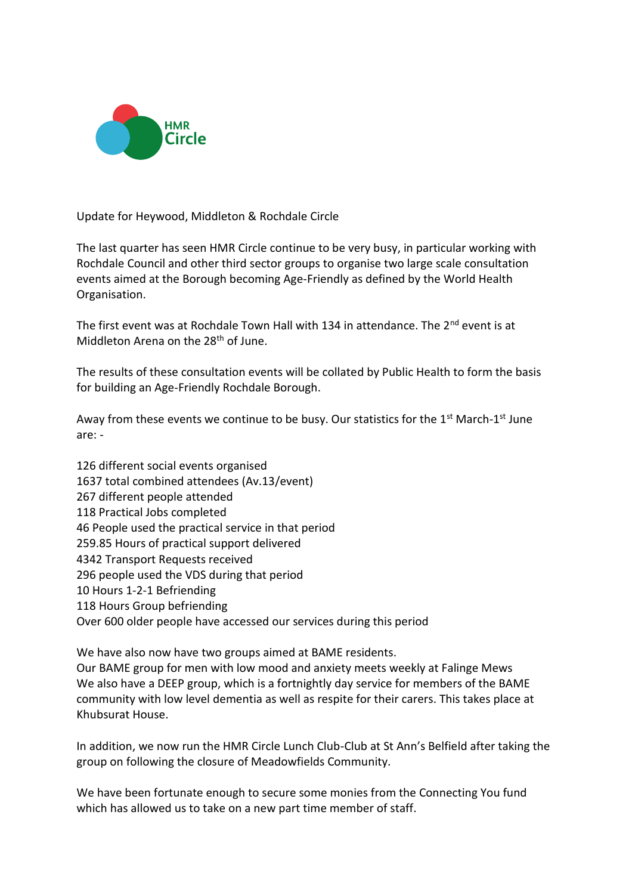HMR Circle

Update for Heywood, Middleton & Rochdale Circle

The last quarter has seen HMR Circle continue to be very busy, in particular working with Rochdale Council and other third sector groups to organise two large scale consultation events aimed at the Borough becoming Age-Friendly as defined by the World Health Organisation.

The first event was at Rochdale Town Hall with 134 in attendance. The 2nd event is at Middleton Arena on the 28th of June.

The results of these consultation events will be collated by Public Health to form the basis for building an Age-Friendly Rochdale Borough.

Away from these events we continue to be busy. Our statistics for the 1st March-1st June are: -

126 different social events organised
1637 total combined attendees (Av.13/event)
267 different people attended
118 Practical Jobs completed
46 People used the practical service in that period
259.85 Hours of practical support delivered
4342 Transport Requests received
296 people used the VDS during that period
10 Hours 1-2-1 Befriending
118 Hours Group befriending
Over 600 older people have accessed our services during this period

We have also now have two groups aimed at BAME residents.
Our BAME group for men with low mood and anxiety meets weekly at Falinge Mews
We also have a DEEP group, which is a fortnightly day service for members of the BAME community with low level dementia as well as respite for their carers. This takes place at Khubsurat House.

In addition, we now run the HMR Circle Lunch Club-Club at St Ann's Belfield after taking the group on following the closure of Meadowfields Community.

We have been fortunate enough to secure some monies from the Connecting You fund which has allowed us to take on a new part time member of staff.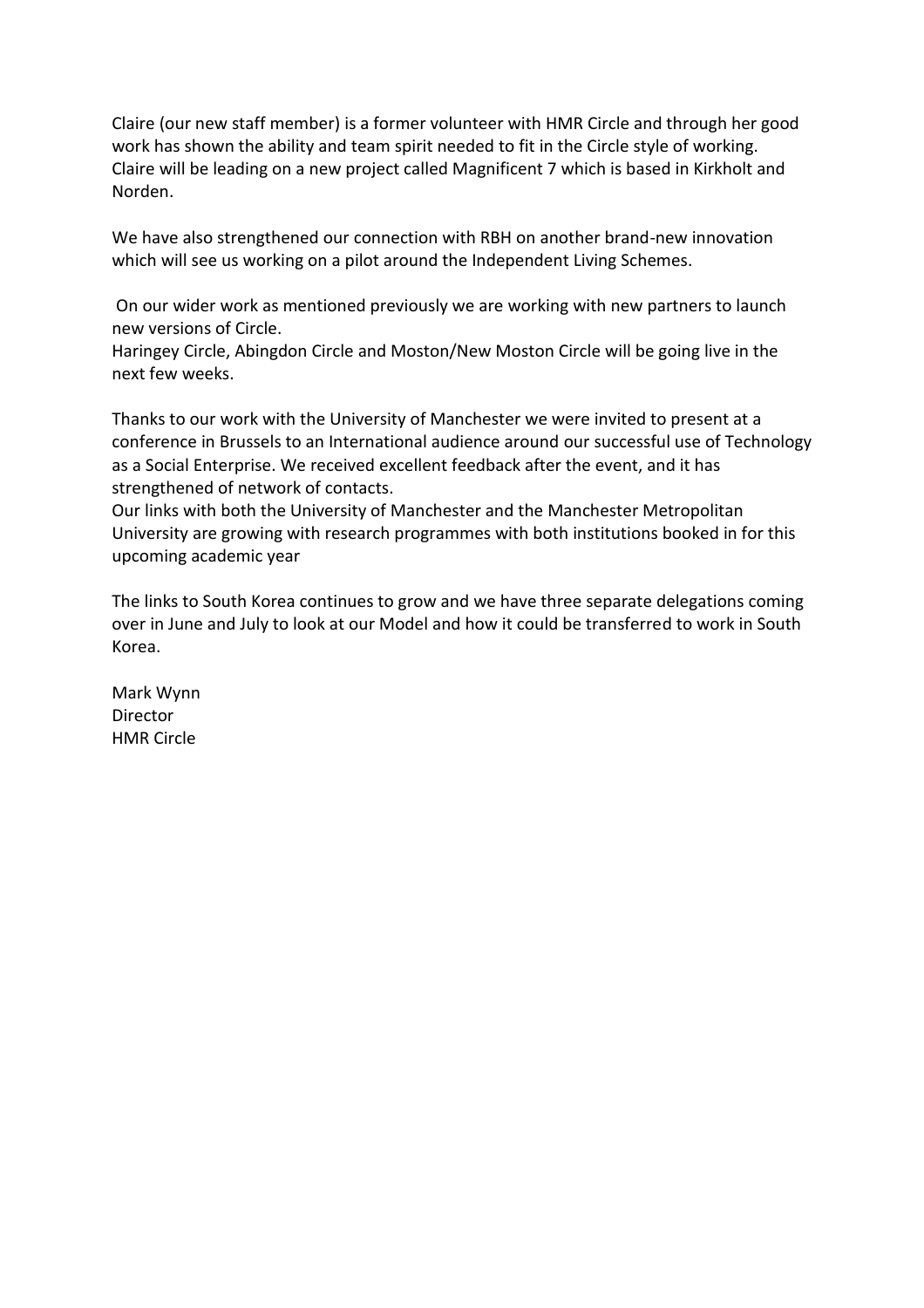Claire (our new staff member) is a former volunteer with HMR Circle and through her good work has shown the ability and team spirit needed to fit in the Circle style of working. Claire will be leading on a new project called Magnificent 7 which is based in Kirkholt and Norden.

We have also strengthened our connection with RBH on another brand-new innovation which will see us working on a pilot around the Independent Living Schemes.

On our wider work as mentioned previously we are working with new partners to launch new versions of Circle.
Haringey Circle, Abingdon Circle and Moston/New Moston Circle will be going live in the next few weeks.

Thanks to our work with the University of Manchester we were invited to present at a conference in Brussels to an International audience around our successful use of Technology as a Social Enterprise. We received excellent feedback after the event, and it has strengthened of network of contacts.
Our links with both the University of Manchester and the Manchester Metropolitan University are growing with research programmes with both institutions booked in for this upcoming academic year

The links to South Korea continues to grow and we have three separate delegations coming over in June and July to look at our Model and how it could be transferred to work in South Korea.

Mark Wynn
Director
HMR Circle